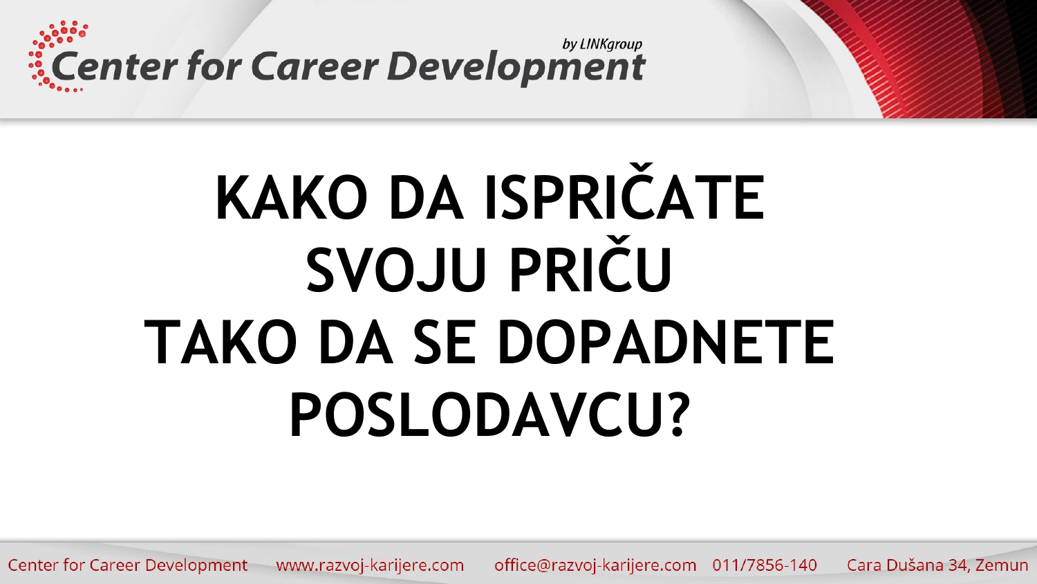# KAKO DA ISPRIČATE SVOJU PRIČU TAKO DA SE DOPADNETE POSLODAVCU?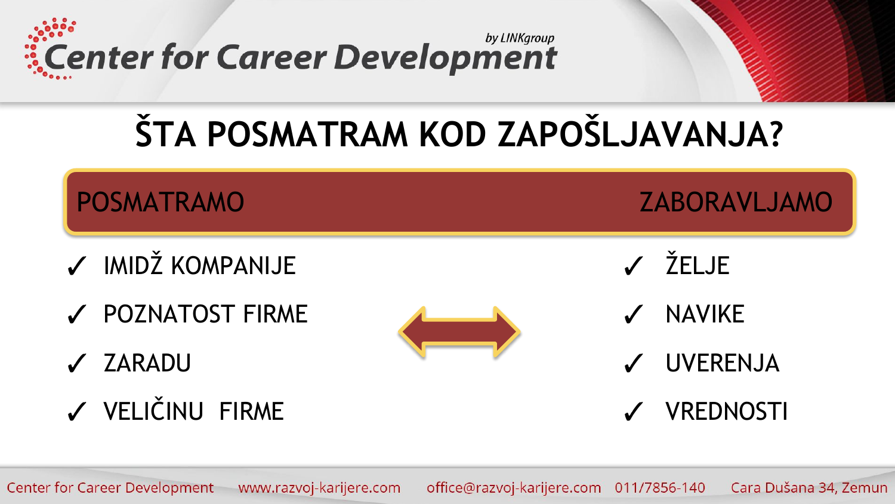# ŠTA POSMATRAM KOD ZAPOŠLJAVANJA?

| POSMATRAMO | ZABORAVLJAMO |
| --- | --- |
| ✓ IMIDŽ KOMPANIJE | ✓ ŽELJE |
| ✓ POZNATOST FIRME | ✓ NAVIKE |
| ✓ ZARADU | ✓ UVERENJA |
| ✓ VELIČINU FIRME | ✓ VREDNOSTI |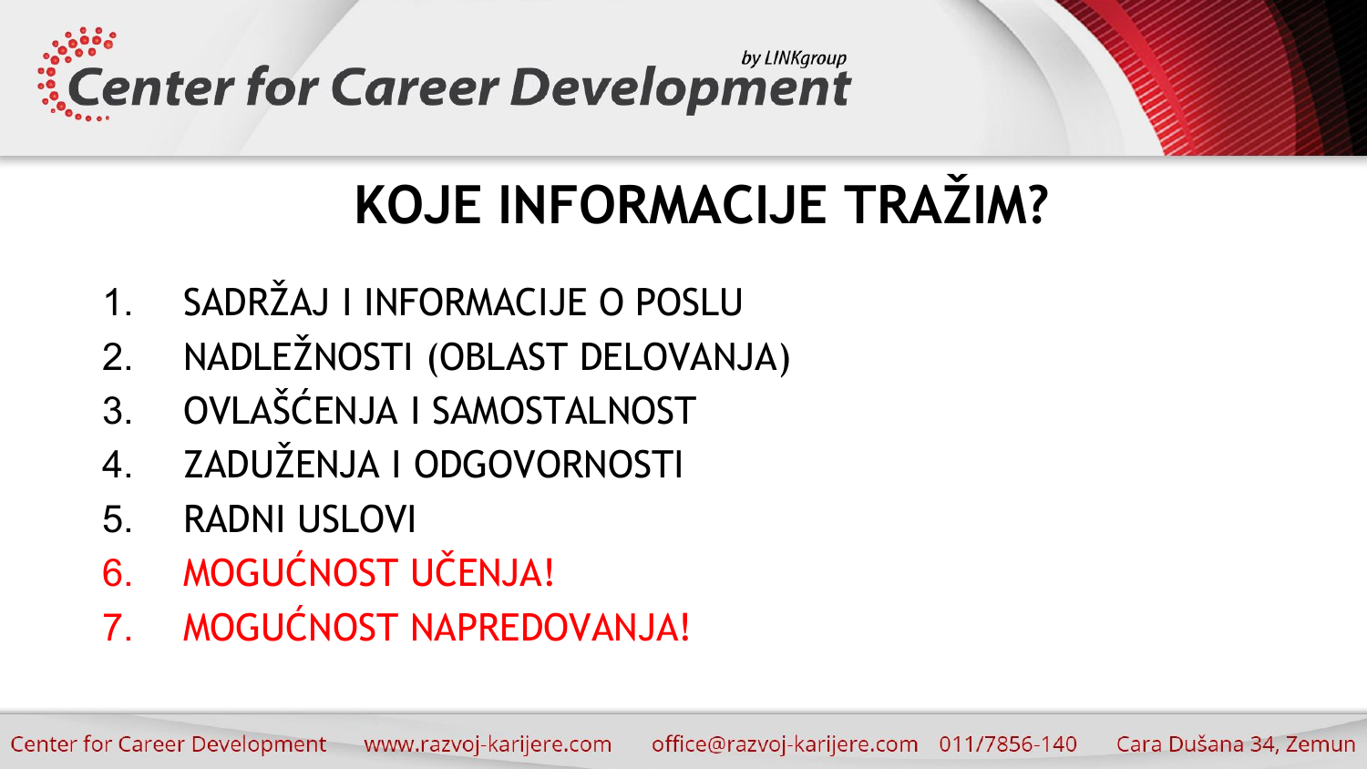# KOJE INFORMACIJE TRAŽIM?

1. SADRŽAJ I INFORMACIJE O POSLU
2. NADLEŽNOSTI (OBLAST DELOVANJA)
3. OVLAŠĆENJA I SAMOSTALNOST
4. ZADUŽENJA I ODGOVORNOSTI
5. RADNI USLOVI
6. MOGUĆNOST UČENJA!
7. MOGUĆNOST NAPREDOVANJA!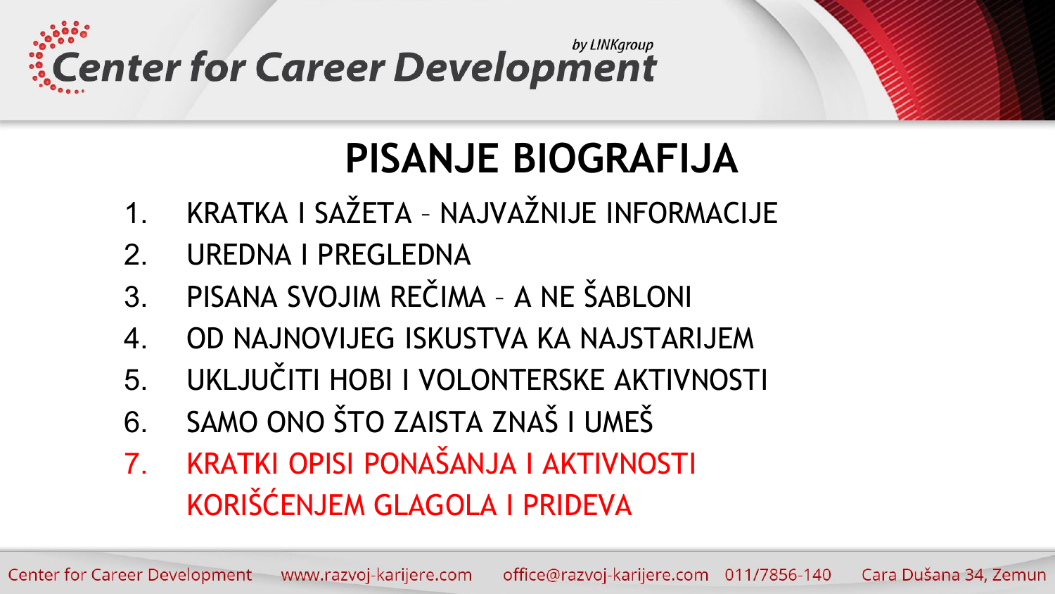# PISANJE BIOGRAFIJA

1. KRATKA I SAŽETA – NAJVAŽNIJE INFORMACIJE
2. UREDNA I PREGLEDNA
3. PISANA SVOJIM REČIMA – A NE ŠABLONI
4. OD NAJNOVIJEG ISKUSTVA KA NAJSTARIJEM
5. UKLJUČITI HOBI I VOLONTERSKE AKTIVNOSTI
6. SAMO ONO ŠTO ZAISTA ZNAŠ I UMEŠ
7. KRATKI OPISI PONAŠANJA I AKTIVNOSTI KORIŠĆENJEM GLAGOLA I PRIDEVA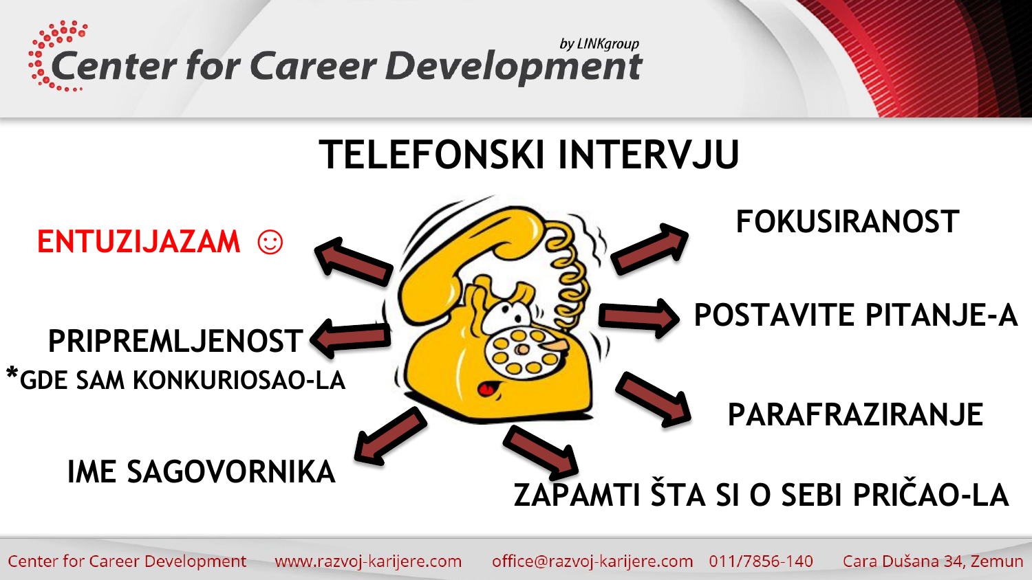# TELEFONSKI INTERVJU

- ENTUZIJAZAM ☺
- PRIPREMLJENOST
  *GDE SAM KONKURIOSAO-LA
- IME SAGOVORNIKA
- FOKUSIRANOST
- POSTAVITE PITANJE-A
- PARAFRAZIRANJE
- ZAPAMTI ŠTA SI O SEBI PRIČAO-LA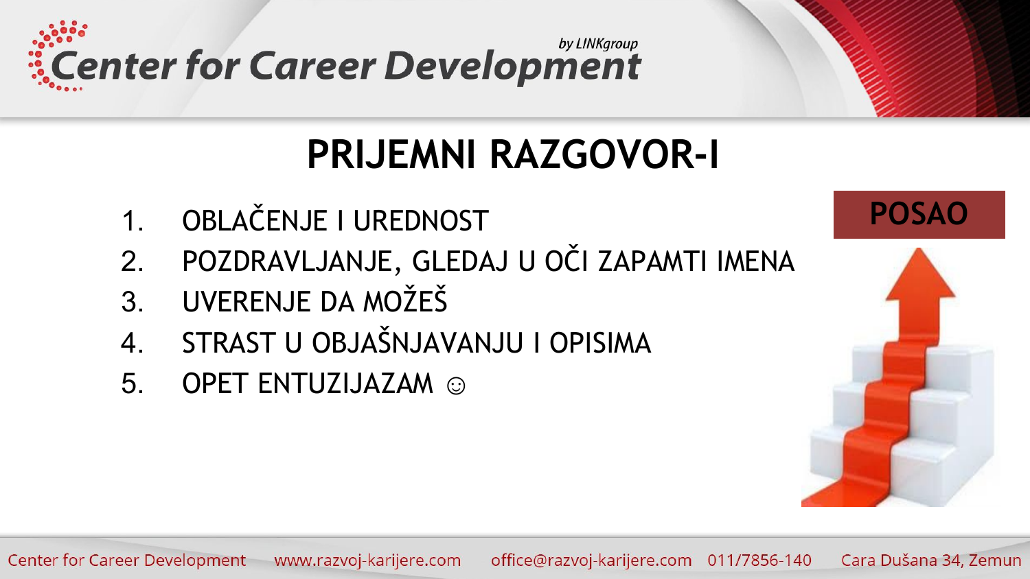# PRIJEMNI RAZGOVOR-I

1. OBLAČENJE I UREDNOST
2. POZDRAVLJANJE, GLEDAJ U OČI ZAPAMTI IMENA
3. UVERENJE DA MOŽEŠ
4. STRAST U OBJAŠNJAVANJU I OPISIMA
5. OPET ENTUZIJAZAM ☺

**POSAO**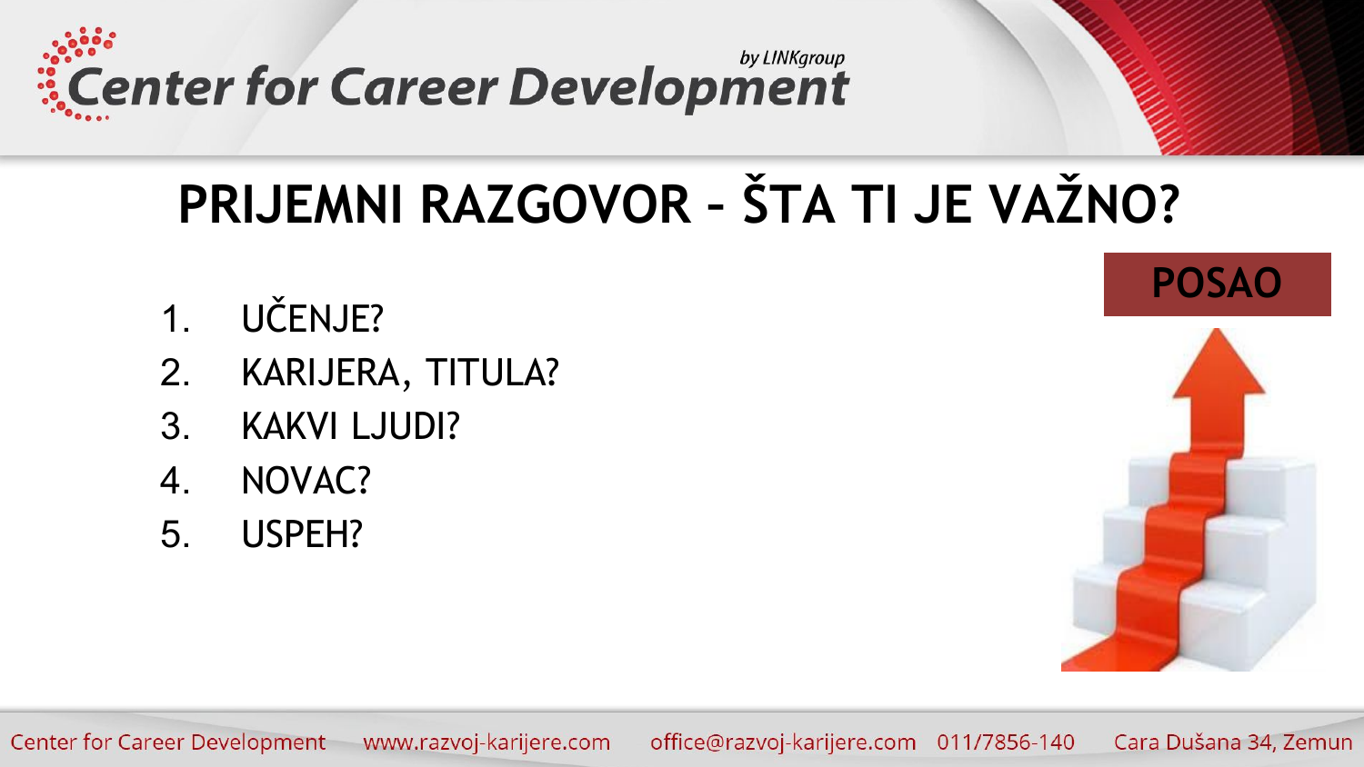# PRIJEMNI RAZGOVOR – ŠTA TI JE VAŽNO?

1. UČENJE?
2. KARIJERA, TITULA?
3. KAKVI LJUDI?
4. NOVAC?
5. USPEH?

POSAO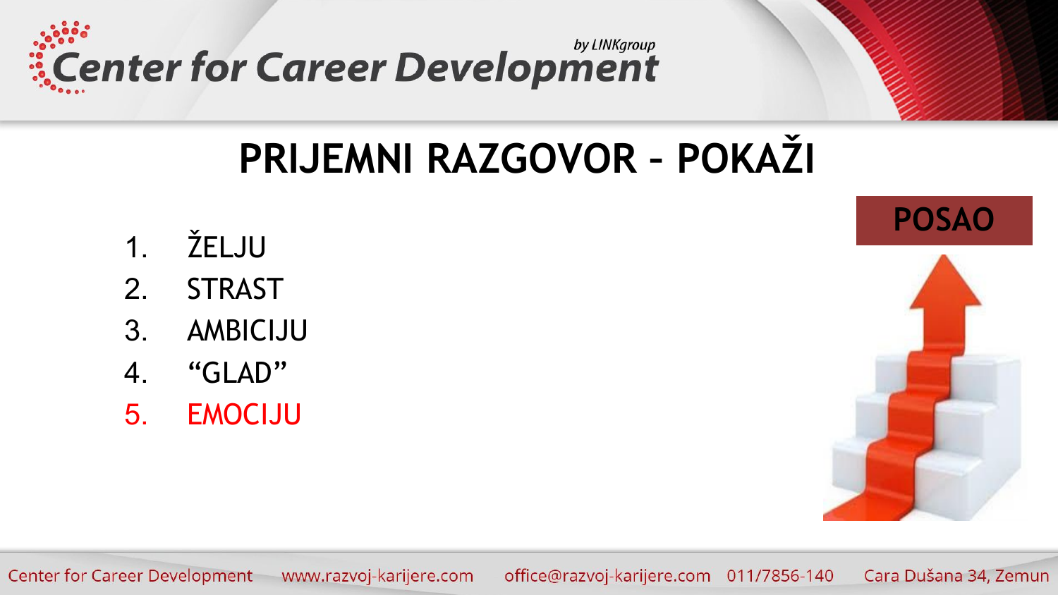# PRIJEMNI RAZGOVOR – POKAŽI

1. ŽELJU
2. STRAST
3. AMBICIJU
4. “GLAD”
5. EMOCIJU

POSAO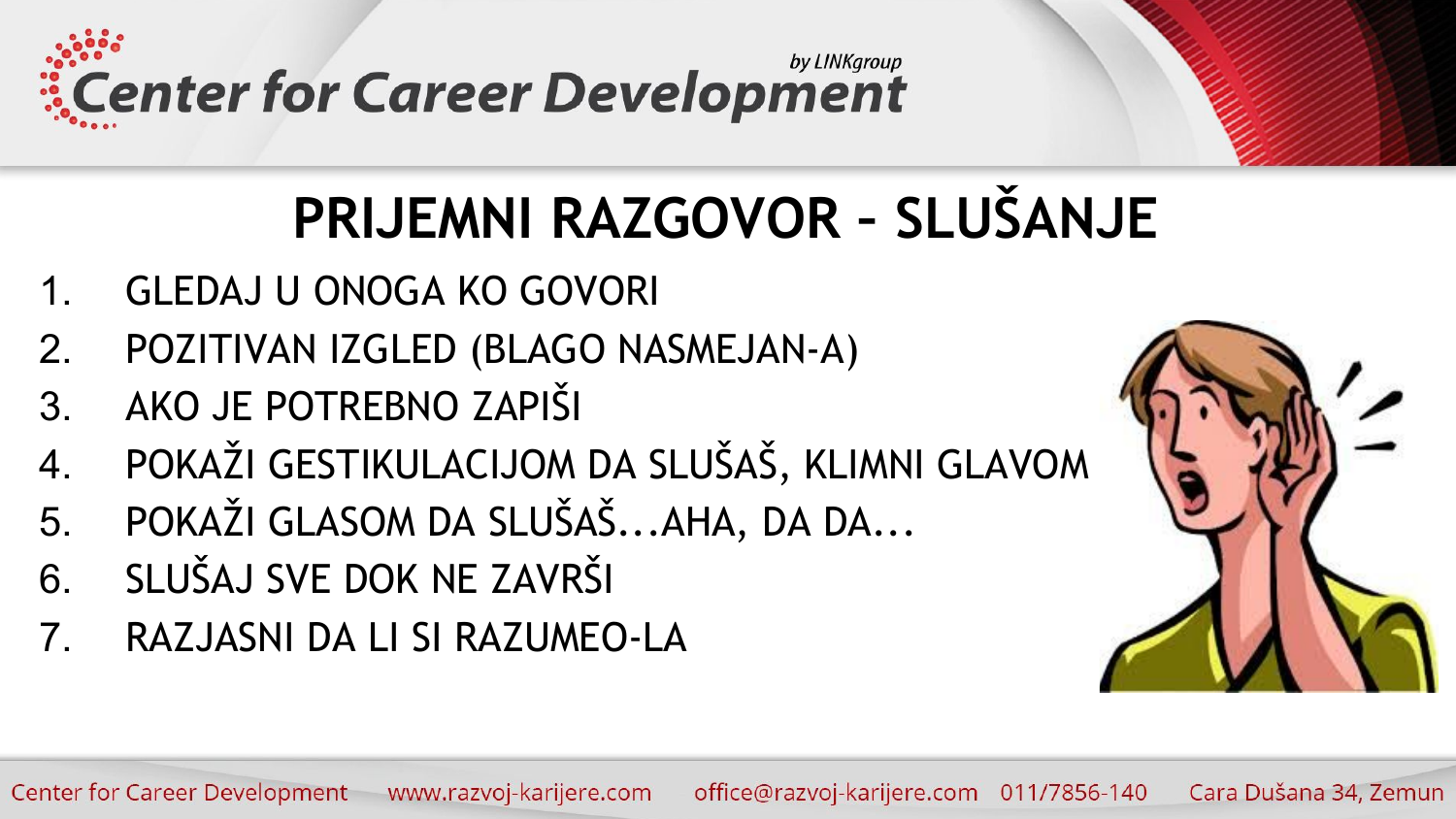# PRIJEMNI RAZGOVOR – SLUŠANJE

1. GLEDAJ U ONOGA KO GOVORI
2. POZITIVAN IZGLED (BLAGO NASMEJAN-A)
3. AKO JE POTREBNO ZAPIŠI
4. POKAŽI GESTIKULACIJOM DA SLUŠAŠ, KLIMNI GLAVOM
5. POKAŽI GLASOM DA SLUŠAŠ...AHA, DA DA...
6. SLUŠAJ SVE DOK NE ZAVRŠI
7. RAZJASNI DA LI SI RAZUMEO-LA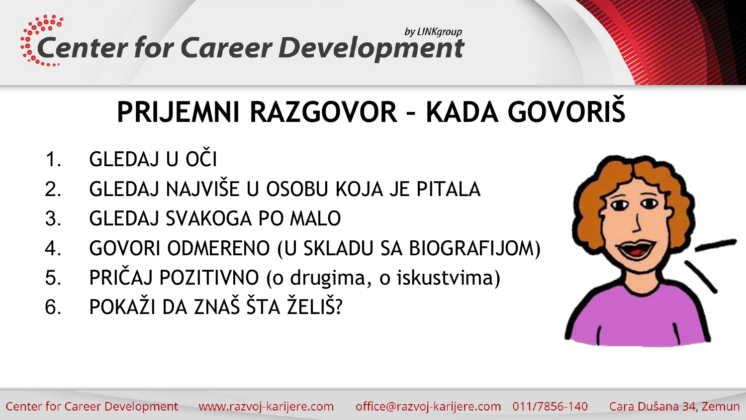# PRIJEMNI RAZGOVOR – KADA GOVORIŠ

1. GLEDAJ U OČI
2. GLEDAJ NAJVIŠE U OSOBU KOJA JE PITALA
3. GLEDAJ SVAKOGA PO MALO
4. GOVORI ODMERENO (U SKLADU SA BIOGRAFIJOM)
5. PRIČAJ POZITIVNO (o drugima, o iskustvima)
6. POKAŽI DA ZNAŠ ŠTA ŽELIŠ?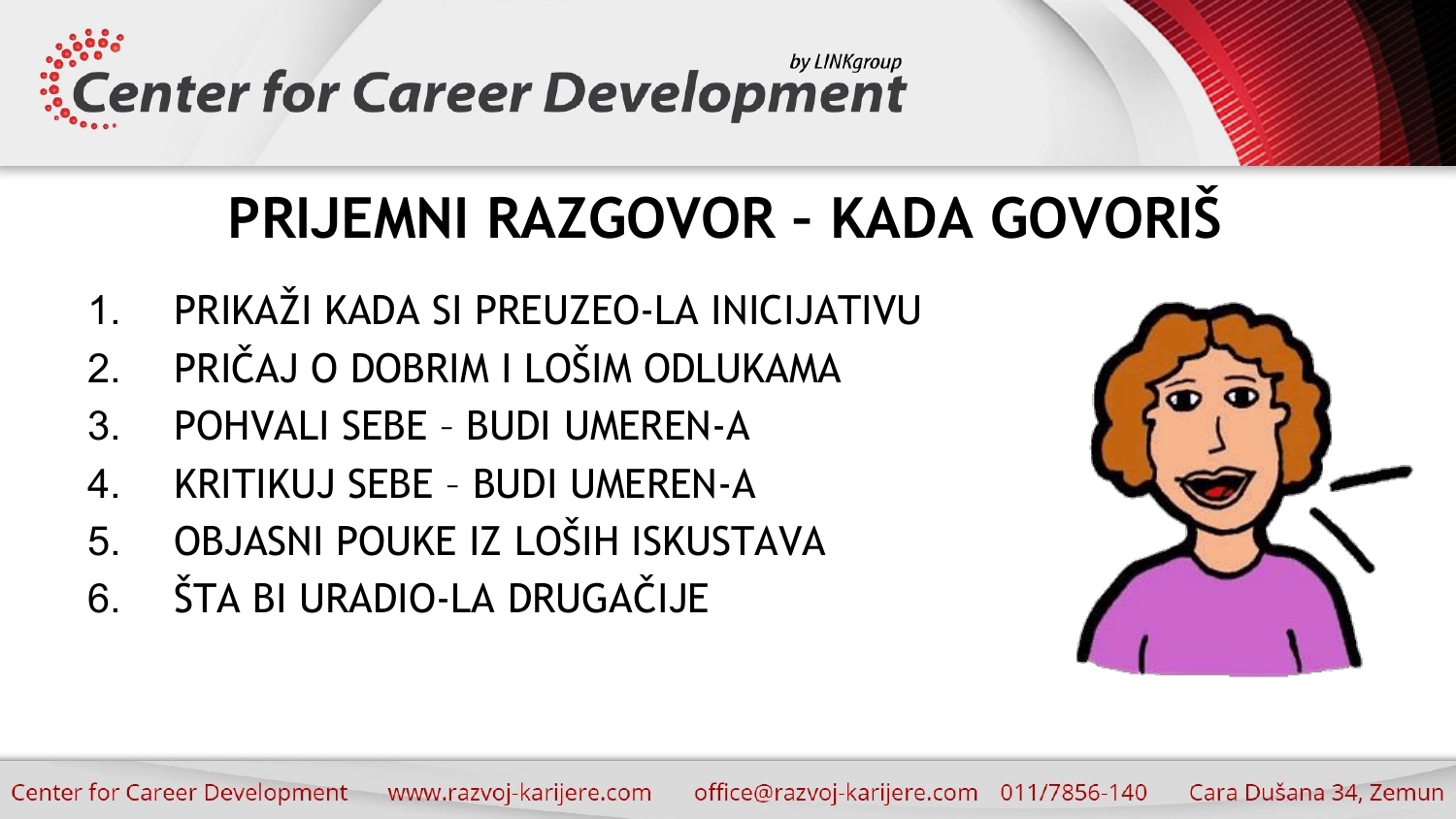# PRIJEMNI RAZGOVOR – KADA GOVORIŠ

1. PRIKAŽI KADA SI PREUZEO-LA INICIJATIVU
2. PRIČAJ O DOBRIM I LOŠIM ODLUKAMA
3. POHVALI SEBE – BUDI UMEREN-A
4. KRITIKUJ SEBE – BUDI UMEREN-A
5. OBJASNI POUKE IZ LOŠIH ISKUSTAVA
6. ŠTA BI URADIO-LA DRUGAČIJE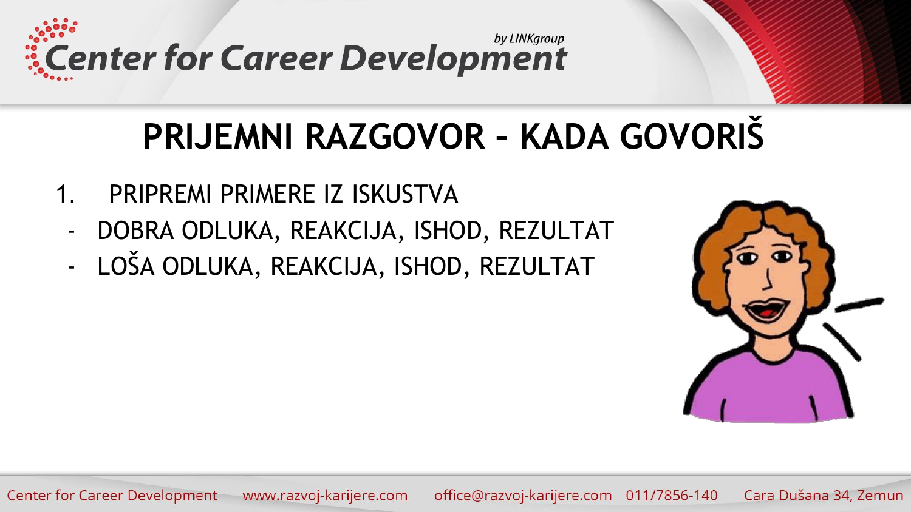# PRIJEMNI RAZGOVOR – KADA GOVORIŠ

1. PRIPREMI PRIMERE IZ ISKUSTVA
   - DOBRA ODLUKA, REAKCIJA, ISHOD, REZULTAT
   - LOŠA ODLUKA, REAKCIJA, ISHOD, REZULTAT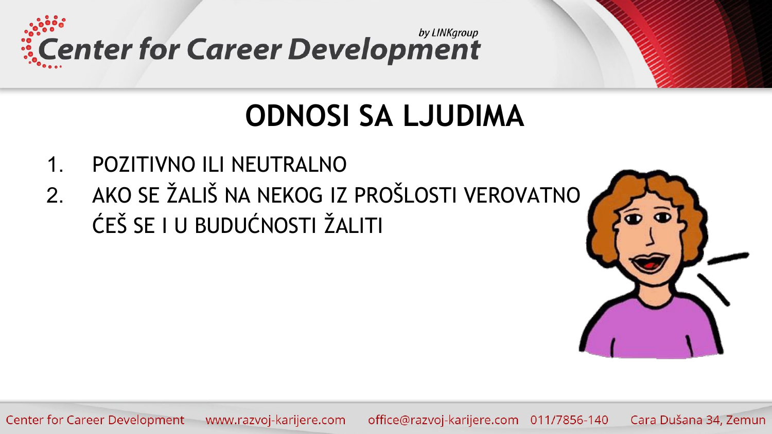# ODNOSI SA LJUDIMA

1. POZITIVNO ILI NEUTRALNO
2. AKO SE ŽALIŠ NA NEKOG IZ PROŠLOSTI VEROVATNO ĆEŠ SE I U BUDUĆNOSTI ŽALITI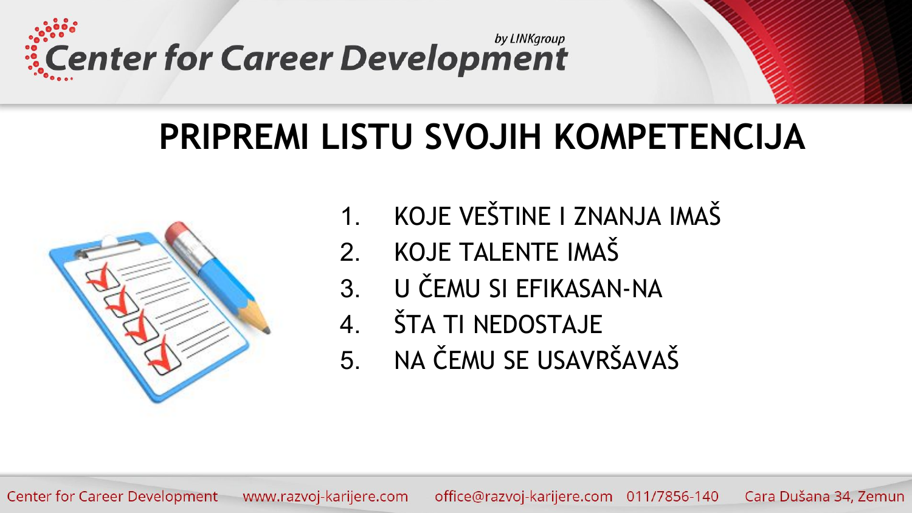# PRIPREMI LISTU SVOJIH KOMPETENCIJA

1. KOJE VEŠTINE I ZNANJA IMAŠ
2. KOJE TALENTE IMAŠ
3. U ČEMU SI EFIKASAN-NA
4. ŠTA TI NEDOSTAJE
5. NA ČEMU SE USAVRŠAVAŠ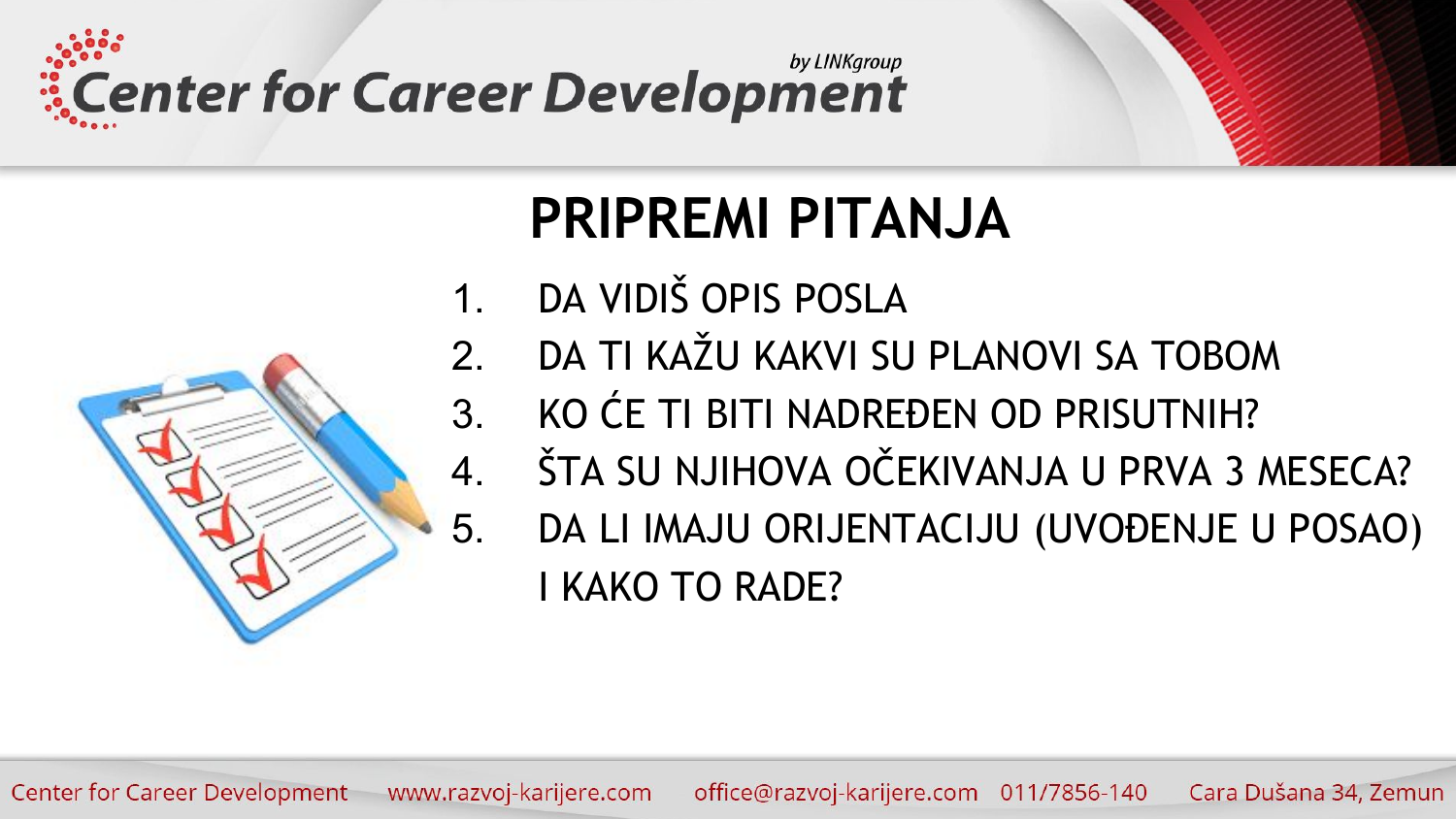# PRIPREMI PITANJA

1. DA VIDIŠ OPIS POSLA
2. DA TI KAŽU KAKVI SU PLANOVI SA TOBOM
3. KO ĆE TI BITI NADREĐEN OD PRISUTNIH?
4. ŠTA SU NJIHOVA OČEKIVANJA U PRVA 3 MESECA?
5. DA LI IMAJU ORIJENTACIJU (UVOĐENJE U POSAO) I KAKO TO RADE?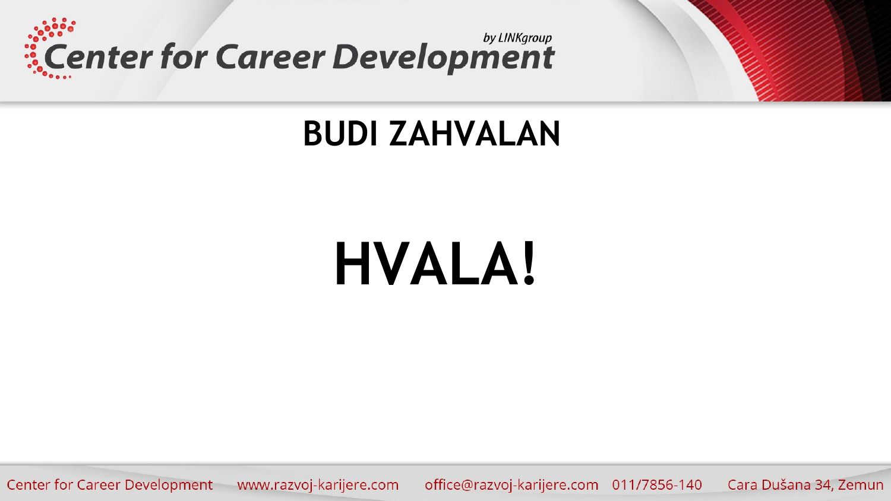# BUDI ZAHVALAN

# HVALA!